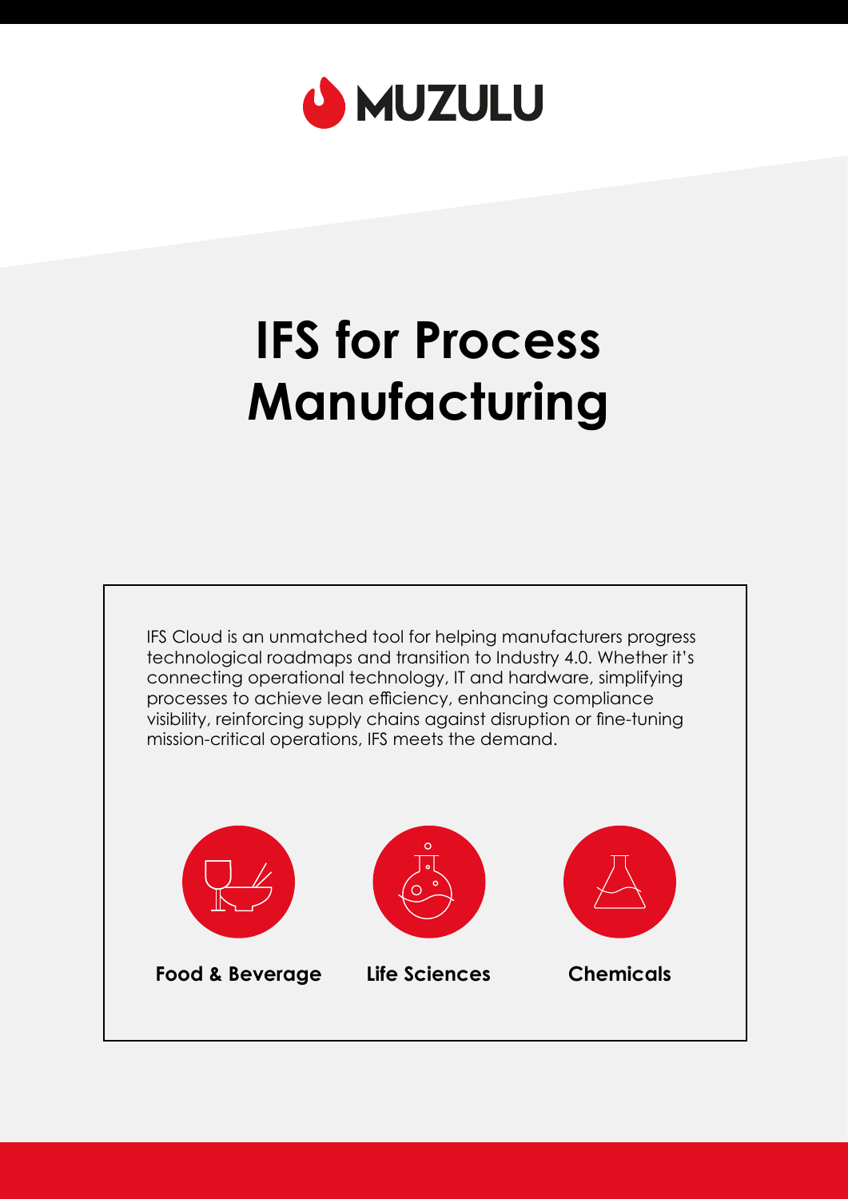MUZULU

# IFS for Process Manufacturing

IFS Cloud is an unmatched tool for helping manufacturers progress technological roadmaps and transition to Industry 4.0. Whether it's connecting operational technology, IT and hardware, simplifying processes to achieve lean efficiency, enhancing compliance visibility, reinforcing supply chains against disruption or fine-tuning mission-critical operations, IFS meets the demand.

**Food & Beverage**

**Life Sciences**

**Chemicals**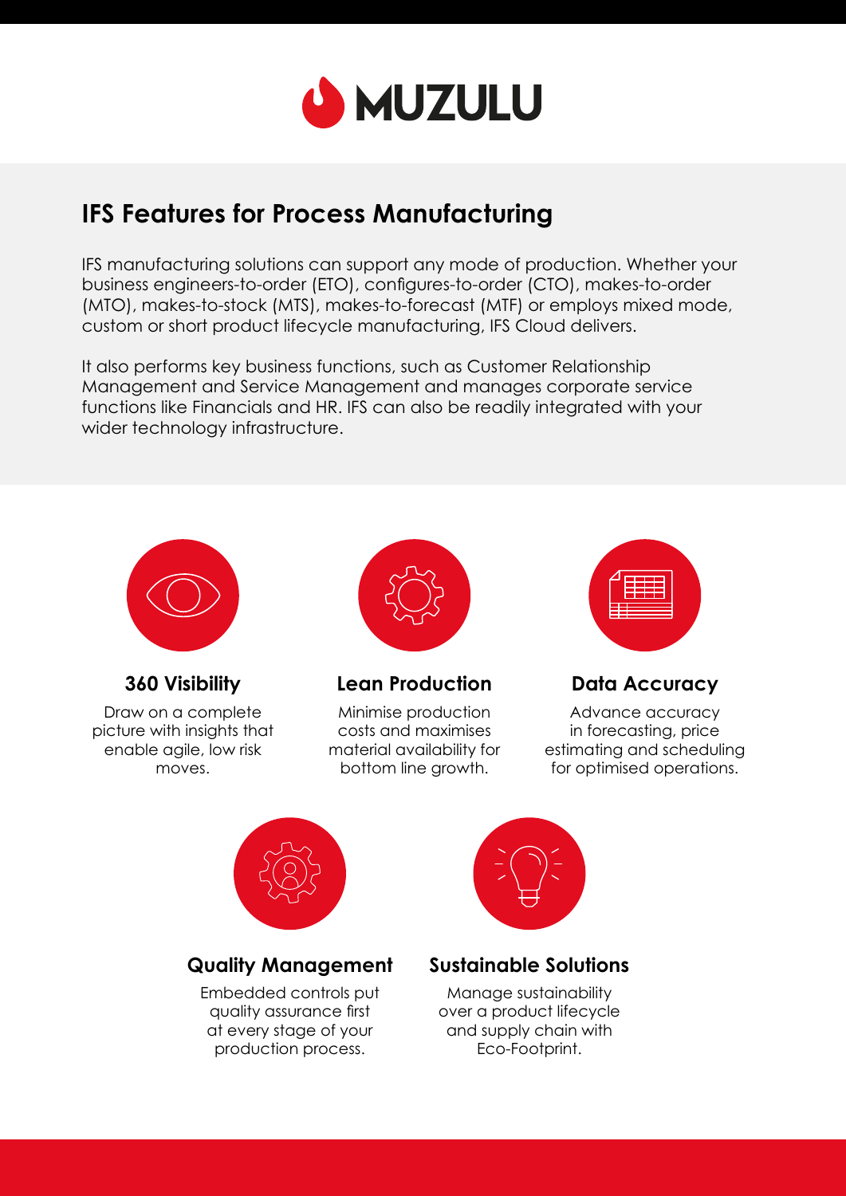MUZULU

## IFS Features for Process Manufacturing

IFS manufacturing solutions can support any mode of production. Whether your business engineers-to-order (ETO), configures-to-order (CTO), makes-to-order (MTO), makes-to-stock (MTS), makes-to-forecast (MTF) or employs mixed mode, custom or short product lifecycle manufacturing, IFS Cloud delivers.

It also performs key business functions, such as Customer Relationship Management and Service Management and manages corporate service functions like Financials and HR. IFS can also be readily integrated with your wider technology infrastructure.

### 360 Visibility

Draw on a complete picture with insights that enable agile, low risk moves.

### Lean Production

Minimise production costs and maximises material availability for bottom line growth.

### Data Accuracy

Advance accuracy in forecasting, price estimating and scheduling for optimised operations.

### Quality Management

Embedded controls put quality assurance first at every stage of your production process.

### Sustainable Solutions

Manage sustainability over a product lifecycle and supply chain with Eco-Footprint.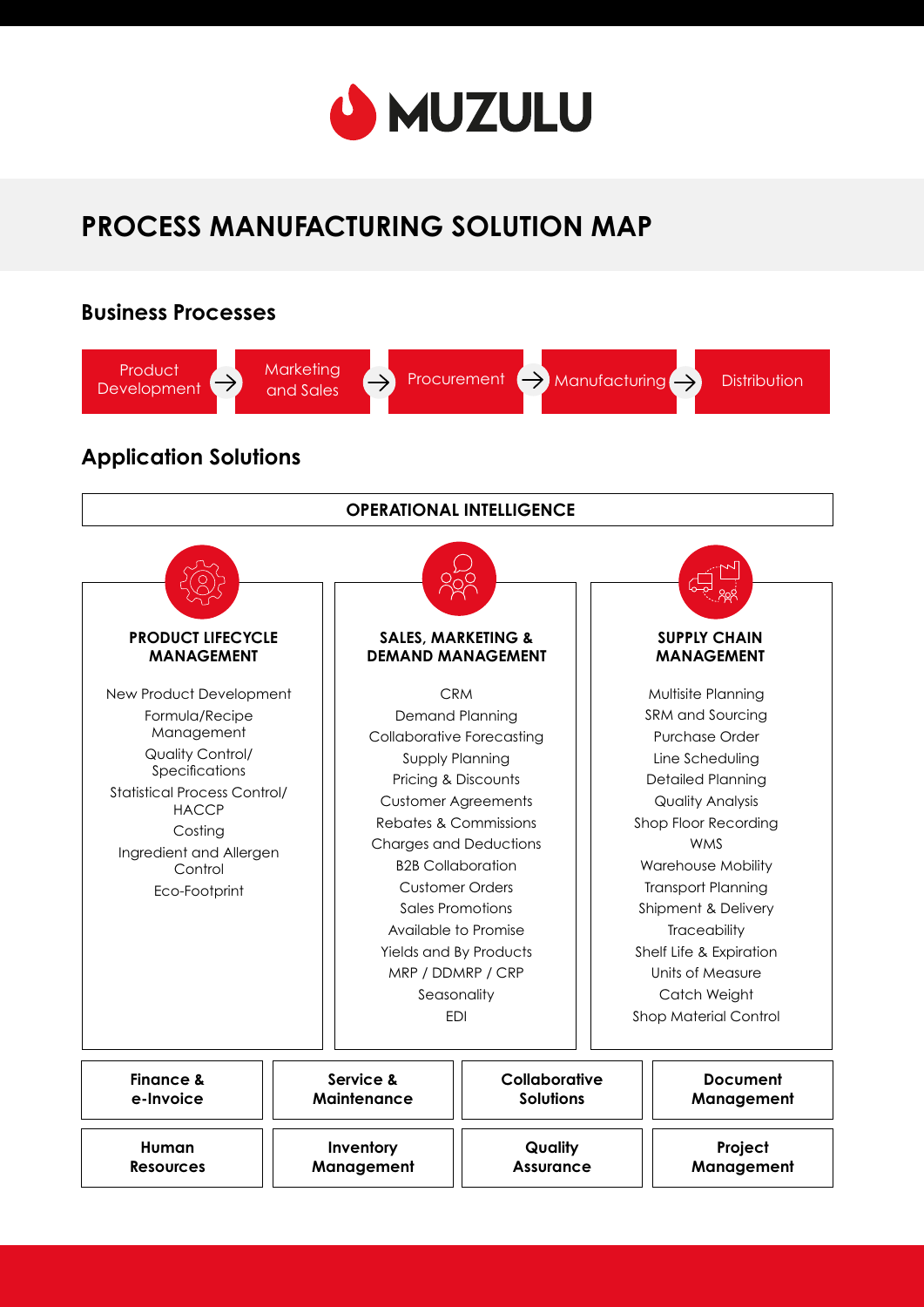MUZULU

# PROCESS MANUFACTURING SOLUTION MAP

## Business Processes

Product Development → Marketing and Sales → Procurement → Manufacturing → Distribution

## Application Solutions

### OPERATIONAL INTELLIGENCE

#### PRODUCT LIFECYCLE MANAGEMENT

- New Product Development
- Formula/Recipe Management
- Quality Control/ Specifications
- Statistical Process Control/ HACCP
- Costing
- Ingredient and Allergen Control
- Eco-Footprint

#### SALES, MARKETING & DEMAND MANAGEMENT

- CRM
- Demand Planning
- Collaborative Forecasting
- Supply Planning
- Pricing & Discounts
- Customer Agreements
- Rebates & Commissions
- Charges and Deductions
- B2B Collaboration
- Customer Orders
- Sales Promotions
- Available to Promise
- Yields and By Products
- MRP / DDMRP / CRP
- Seasonality
- EDI

#### SUPPLY CHAIN MANAGEMENT

- Multisite Planning
- SRM and Sourcing
- Purchase Order
- Line Scheduling
- Detailed Planning
- Quality Analysis
- Shop Floor Recording
- WMS
- Warehouse Mobility
- Transport Planning
- Shipment & Delivery
- Traceability
- Shelf Life & Expiration
- Units of Measure
- Catch Weight
- Shop Material Control

| | | | |
|---|---|---|---|
| **Finance & e-Invoice** | **Service & Maintenance** | **Collaborative Solutions** | **Document Management** |
| **Human Resources** | **Inventory Management** | **Quality Assurance** | **Project Management** |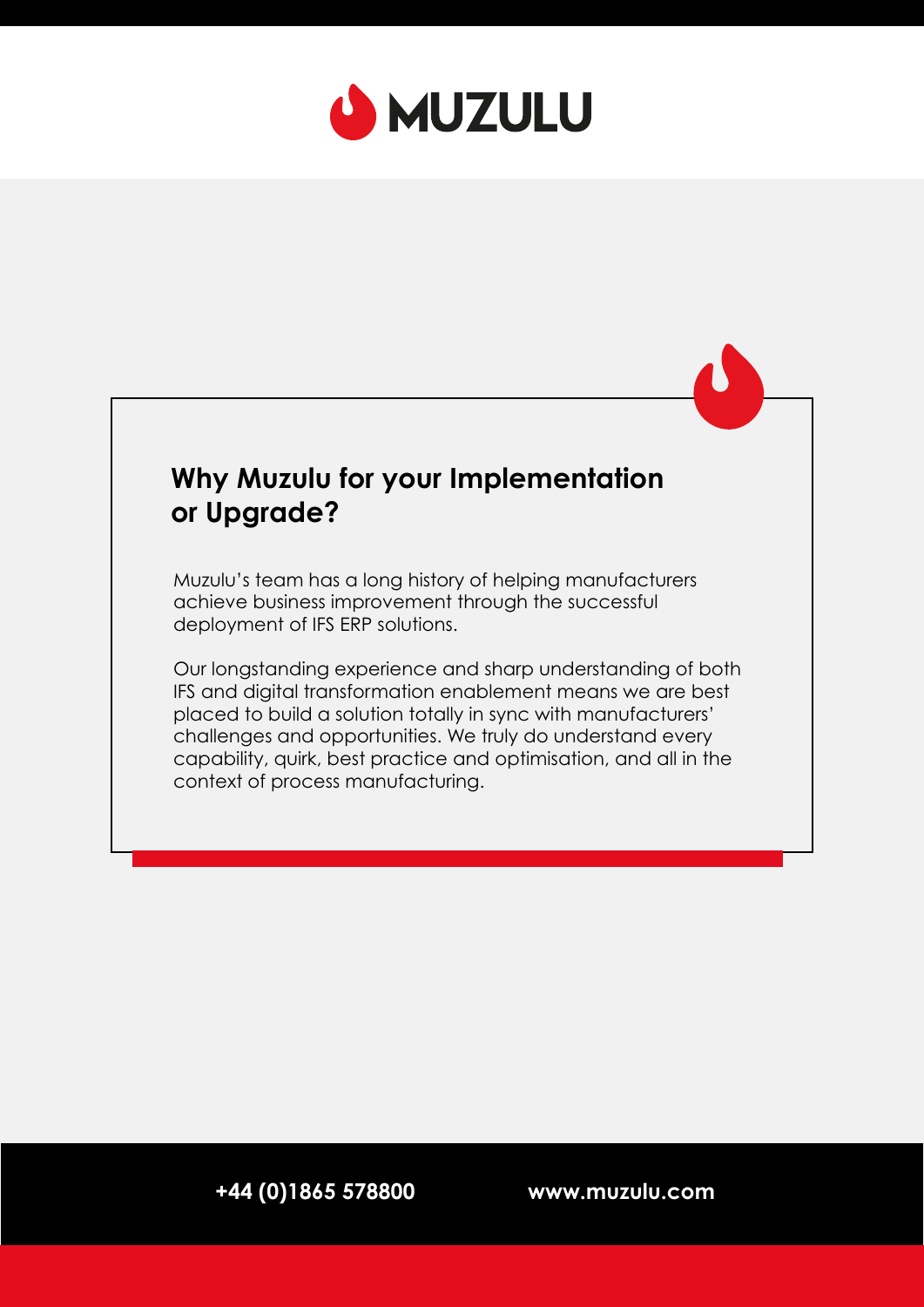MUZULU

## Why Muzulu for your Implementation or Upgrade?

Muzulu's team has a long history of helping manufacturers achieve business improvement through the successful deployment of IFS ERP solutions.

Our longstanding experience and sharp understanding of both IFS and digital transformation enablement means we are best placed to build a solution totally in sync with manufacturers' challenges and opportunities. We truly do understand every capability, quirk, best practice and optimisation, and all in the context of process manufacturing.

**+44 (0)1865 578800** **www.muzulu.com**